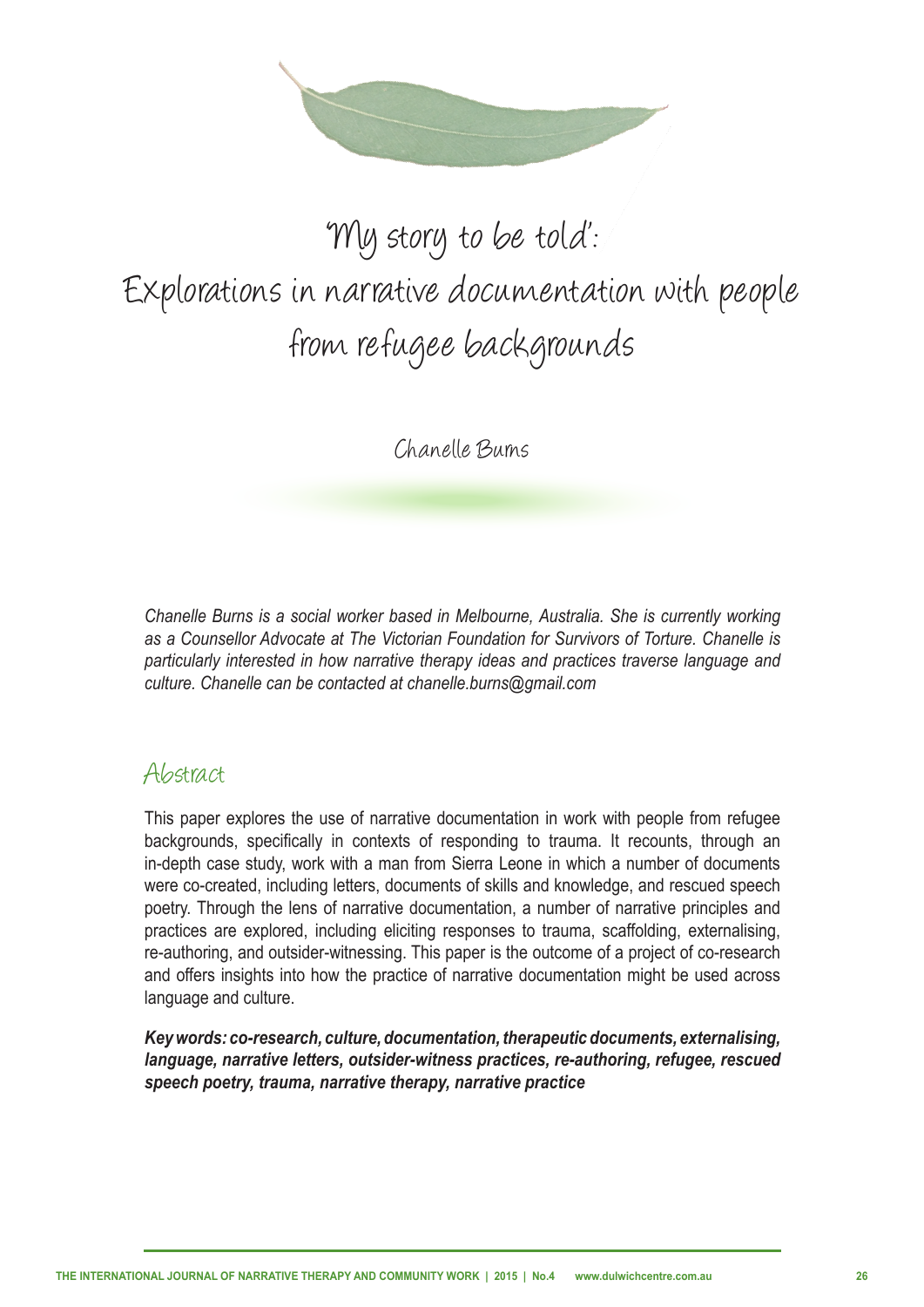# 'My story to be told': Explorations in narrative documentation with people from refugee backgrounds

Chanelle Burns

*Chanelle Burns is a social worker based in Melbourne, Australia. She is currently working as a Counsellor Advocate at The Victorian Foundation for Survivors of Torture. Chanelle is particularly interested in how narrative therapy ideas and practices traverse language and culture. Chanelle can be contacted at chanelle.burns@gmail.com*

## Abstract

This paper explores the use of narrative documentation in work with people from refugee backgrounds, specifically in contexts of responding to trauma. It recounts, through an in-depth case study, work with a man from Sierra Leone in which a number of documents were co-created, including letters, documents of skills and knowledge, and rescued speech poetry. Through the lens of narrative documentation, a number of narrative principles and practices are explored, including eliciting responses to trauma, scaffolding, externalising, re-authoring, and outsider-witnessing. This paper is the outcome of a project of co-research and offers insights into how the practice of narrative documentation might be used across language and culture.

***Key words: co-research, culture, documentation, therapeutic documents, externalising, language, narrative letters, outsider-witness practices, re-authoring, refugee, rescued speech poetry, trauma, narrative therapy, narrative practice***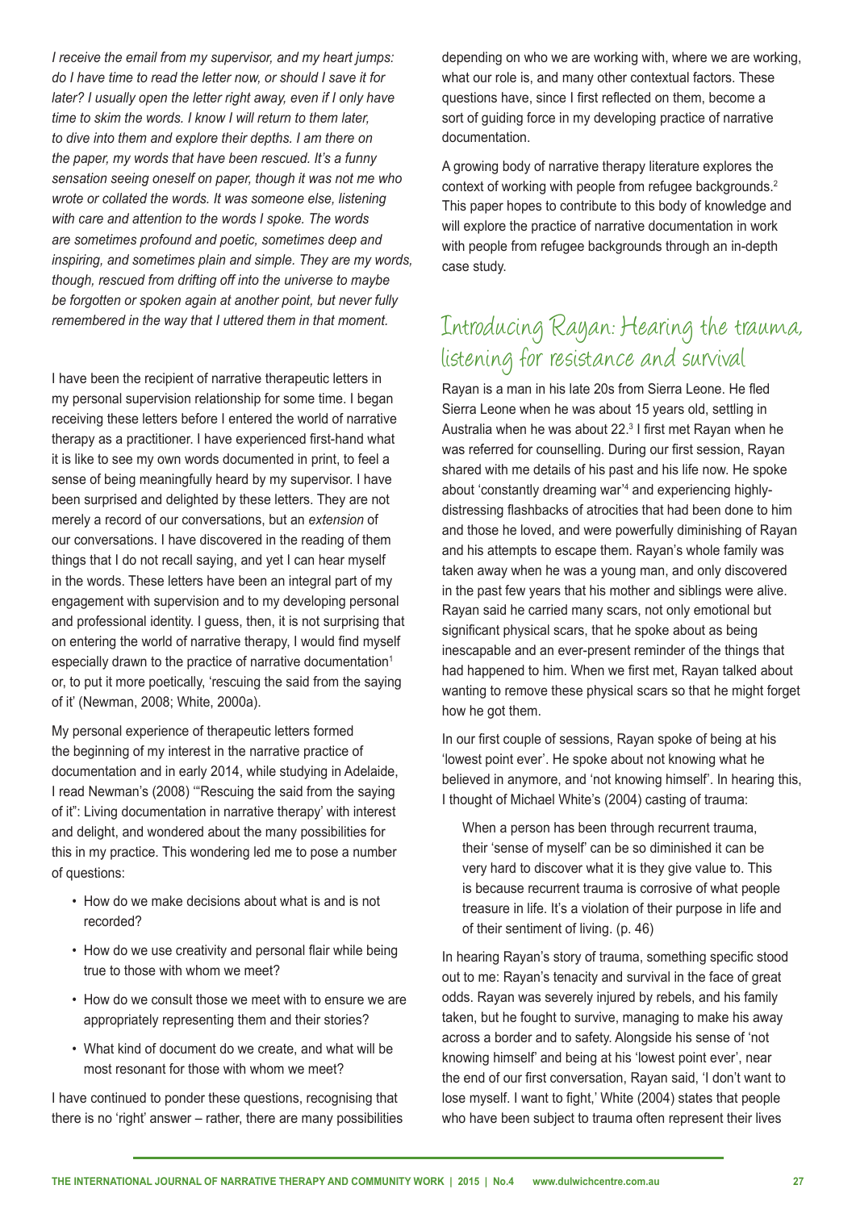*I receive the email from my supervisor, and my heart jumps: do I have time to read the letter now, or should I save it for later? I usually open the letter right away, even if I only have time to skim the words. I know I will return to them later, to dive into them and explore their depths. I am there on the paper, my words that have been rescued. It's a funny sensation seeing oneself on paper, though it was not me who wrote or collated the words. It was someone else, listening with care and attention to the words I spoke. The words are sometimes profound and poetic, sometimes deep and inspiring, and sometimes plain and simple. They are my words, though, rescued from drifting off into the universe to maybe be forgotten or spoken again at another point, but never fully remembered in the way that I uttered them in that moment.*

I have been the recipient of narrative therapeutic letters in my personal supervision relationship for some time. I began receiving these letters before I entered the world of narrative therapy as a practitioner. I have experienced first-hand what it is like to see my own words documented in print, to feel a sense of being meaningfully heard by my supervisor. I have been surprised and delighted by these letters. They are not merely a record of our conversations, but an *extension* of our conversations. I have discovered in the reading of them things that I do not recall saying, and yet I can hear myself in the words. These letters have been an integral part of my engagement with supervision and to my developing personal and professional identity. I guess, then, it is not surprising that on entering the world of narrative therapy, I would find myself especially drawn to the practice of narrative documentation[1] or, to put it more poetically, 'rescuing the said from the saying of it' (Newman, 2008; White, 2000a).

My personal experience of therapeutic letters formed the beginning of my interest in the narrative practice of documentation and in early 2014, while studying in Adelaide, I read Newman's (2008) '"Rescuing the said from the saying of it": Living documentation in narrative therapy' with interest and delight, and wondered about the many possibilities for this in my practice. This wondering led me to pose a number of questions:

- How do we make decisions about what is and is not recorded?
- How do we use creativity and personal flair while being true to those with whom we meet?
- How do we consult those we meet with to ensure we are appropriately representing them and their stories?
- What kind of document do we create, and what will be most resonant for those with whom we meet?

I have continued to ponder these questions, recognising that there is no 'right' answer – rather, there are many possibilities depending on who we are working with, where we are working, what our role is, and many other contextual factors. These questions have, since I first reflected on them, become a sort of guiding force in my developing practice of narrative documentation.

A growing body of narrative therapy literature explores the context of working with people from refugee backgrounds.[2] This paper hopes to contribute to this body of knowledge and will explore the practice of narrative documentation in work with people from refugee backgrounds through an in-depth case study.

## Introducing Rayan: Hearing the trauma, listening for resistance and survival

Rayan is a man in his late 20s from Sierra Leone. He fled Sierra Leone when he was about 15 years old, settling in Australia when he was about 22.[3] I first met Rayan when he was referred for counselling. During our first session, Rayan shared with me details of his past and his life now. He spoke about 'constantly dreaming war'[4] and experiencing highly-distressing flashbacks of atrocities that had been done to him and those he loved, and were powerfully diminishing of Rayan and his attempts to escape them. Rayan's whole family was taken away when he was a young man, and only discovered in the past few years that his mother and siblings were alive. Rayan said he carried many scars, not only emotional but significant physical scars, that he spoke about as being inescapable and an ever-present reminder of the things that had happened to him. When we first met, Rayan talked about wanting to remove these physical scars so that he might forget how he got them.

In our first couple of sessions, Rayan spoke of being at his 'lowest point ever'. He spoke about not knowing what he believed in anymore, and 'not knowing himself'. In hearing this, I thought of Michael White's (2004) casting of trauma:

> When a person has been through recurrent trauma, their 'sense of myself' can be so diminished it can be very hard to discover what it is they give value to. This is because recurrent trauma is corrosive of what people treasure in life. It's a violation of their purpose in life and of their sentiment of living. (p. 46)

In hearing Rayan's story of trauma, something specific stood out to me: Rayan's tenacity and survival in the face of great odds. Rayan was severely injured by rebels, and his family taken, but he fought to survive, managing to make his away across a border and to safety. Alongside his sense of 'not knowing himself' and being at his 'lowest point ever', near the end of our first conversation, Rayan said, 'I don't want to lose myself. I want to fight,' White (2004) states that people who have been subject to trauma often represent their lives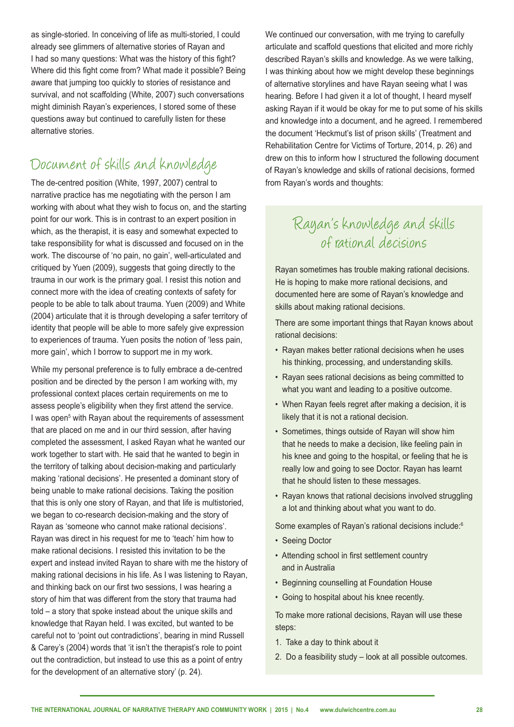as single-storied. In conceiving of life as multi-storied, I could already see glimmers of alternative stories of Rayan and I had so many questions: What was the history of this fight? Where did this fight come from? What made it possible? Being aware that jumping too quickly to stories of resistance and survival, and not scaffolding (White, 2007) such conversations might diminish Rayan's experiences, I stored some of these questions away but continued to carefully listen for these alternative stories.

## Document of skills and knowledge

The de-centred position (White, 1997, 2007) central to narrative practice has me negotiating with the person I am working with about what they wish to focus on, and the starting point for our work. This is in contrast to an expert position in which, as the therapist, it is easy and somewhat expected to take responsibility for what is discussed and focused on in the work. The discourse of 'no pain, no gain', well-articulated and critiqued by Yuen (2009), suggests that going directly to the trauma in our work is the primary goal. I resist this notion and connect more with the idea of creating contexts of safety for people to be able to talk about trauma. Yuen (2009) and White (2004) articulate that it is through developing a safer territory of identity that people will be able to more safely give expression to experiences of trauma. Yuen posits the notion of 'less pain, more gain', which I borrow to support me in my work.

While my personal preference is to fully embrace a de-centred position and be directed by the person I am working with, my professional context places certain requirements on me to assess people's eligibility when they first attend the service. I was open[5] with Rayan about the requirements of assessment that are placed on me and in our third session, after having completed the assessment, I asked Rayan what he wanted our work together to start with. He said that he wanted to begin in the territory of talking about decision-making and particularly making 'rational decisions'. He presented a dominant story of being unable to make rational decisions. Taking the position that this is only one story of Rayan, and that life is multistoried, we began to co-research decision-making and the story of Rayan as 'someone who cannot make rational decisions'. Rayan was direct in his request for me to 'teach' him how to make rational decisions. I resisted this invitation to be the expert and instead invited Rayan to share with me the history of making rational decisions in his life. As I was listening to Rayan, and thinking back on our first two sessions, I was hearing a story of him that was different from the story that trauma had told – a story that spoke instead about the unique skills and knowledge that Rayan held. I was excited, but wanted to be careful not to 'point out contradictions', bearing in mind Russell & Carey's (2004) words that 'it isn't the therapist's role to point out the contradiction, but instead to use this as a point of entry for the development of an alternative story' (p. 24).

We continued our conversation, with me trying to carefully articulate and scaffold questions that elicited and more richly described Rayan's skills and knowledge. As we were talking, I was thinking about how we might develop these beginnings of alternative storylines and have Rayan seeing what I was hearing. Before I had given it a lot of thought, I heard myself asking Rayan if it would be okay for me to put some of his skills and knowledge into a document, and he agreed. I remembered the document 'Heckmut's list of prison skills' (Treatment and Rehabilitation Centre for Victims of Torture, 2014, p. 26) and drew on this to inform how I structured the following document of Rayan's knowledge and skills of rational decisions, formed from Rayan's words and thoughts:

### Rayan's knowledge and skills of rational decisions

Rayan sometimes has trouble making rational decisions. He is hoping to make more rational decisions, and documented here are some of Rayan's knowledge and skills about making rational decisions.

There are some important things that Rayan knows about rational decisions:

- Rayan makes better rational decisions when he uses his thinking, processing, and understanding skills.
- Rayan sees rational decisions as being committed to what you want and leading to a positive outcome.
- When Rayan feels regret after making a decision, it is likely that it is not a rational decision.
- Sometimes, things outside of Rayan will show him that he needs to make a decision, like feeling pain in his knee and going to the hospital, or feeling that he is really low and going to see Doctor. Rayan has learnt that he should listen to these messages.
- Rayan knows that rational decisions involved struggling a lot and thinking about what you want to do.

Some examples of Rayan's rational decisions include:[6]

- Seeing Doctor
- Attending school in first settlement country and in Australia
- Beginning counselling at Foundation House
- Going to hospital about his knee recently.

To make more rational decisions, Rayan will use these steps:

1. Take a day to think about it
2. Do a feasibility study – look at all possible outcomes.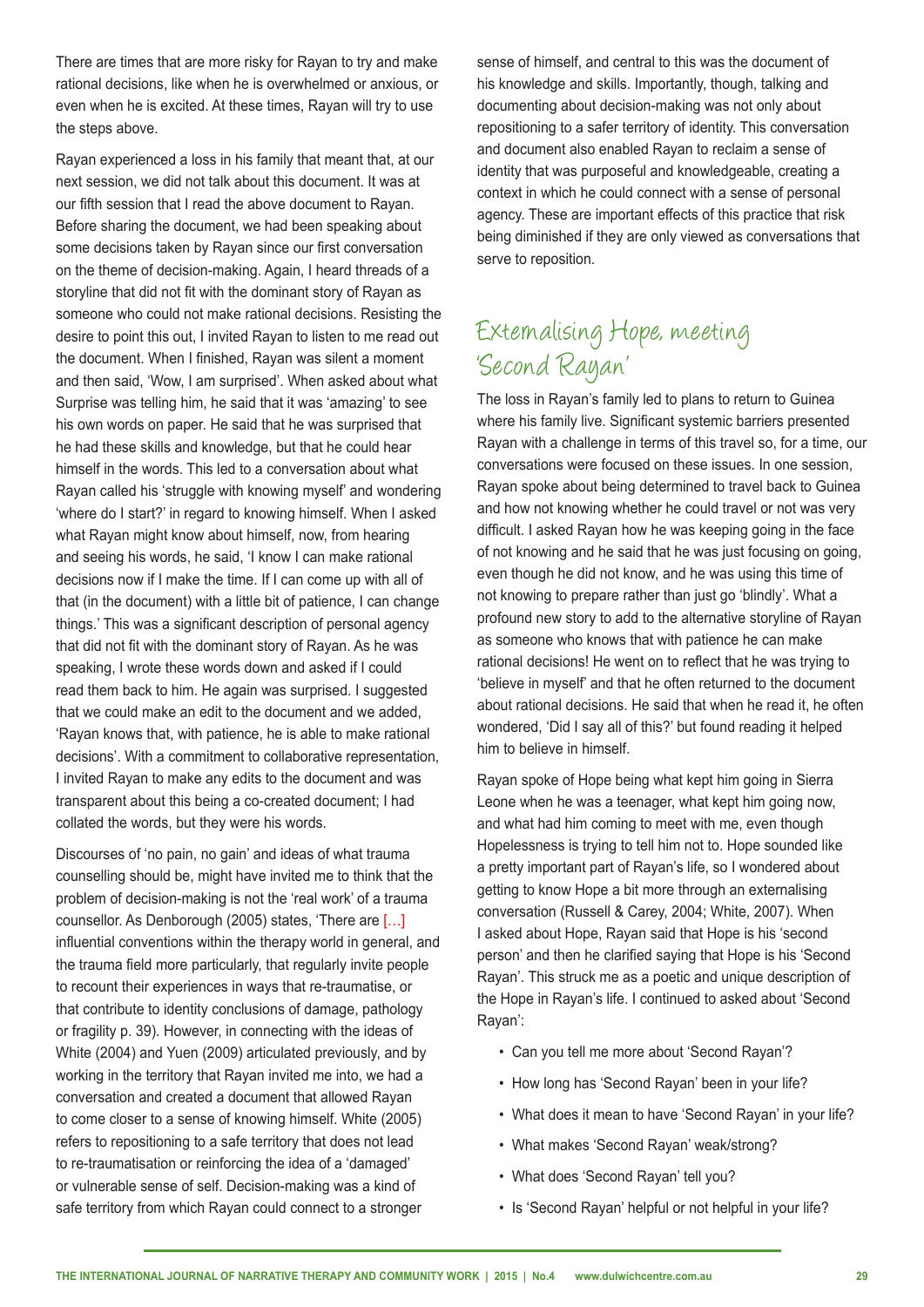There are times that are more risky for Rayan to try and make rational decisions, like when he is overwhelmed or anxious, or even when he is excited. At these times, Rayan will try to use the steps above.

Rayan experienced a loss in his family that meant that, at our next session, we did not talk about this document. It was at our fifth session that I read the above document to Rayan. Before sharing the document, we had been speaking about some decisions taken by Rayan since our first conversation on the theme of decision-making. Again, I heard threads of a storyline that did not fit with the dominant story of Rayan as someone who could not make rational decisions. Resisting the desire to point this out, I invited Rayan to listen to me read out the document. When I finished, Rayan was silent a moment and then said, 'Wow, I am surprised'. When asked about what Surprise was telling him, he said that it was 'amazing' to see his own words on paper. He said that he was surprised that he had these skills and knowledge, but that he could hear himself in the words. This led to a conversation about what Rayan called his 'struggle with knowing myself' and wondering 'where do I start?' in regard to knowing himself. When I asked what Rayan might know about himself, now, from hearing and seeing his words, he said, 'I know I can make rational decisions now if I make the time. If I can come up with all of that (in the document) with a little bit of patience, I can change things.' This was a significant description of personal agency that did not fit with the dominant story of Rayan. As he was speaking, I wrote these words down and asked if I could read them back to him. He again was surprised. I suggested that we could make an edit to the document and we added, 'Rayan knows that, with patience, he is able to make rational decisions'. With a commitment to collaborative representation, I invited Rayan to make any edits to the document and was transparent about this being a co-created document; I had collated the words, but they were his words.

Discourses of 'no pain, no gain' and ideas of what trauma counselling should be, might have invited me to think that the problem of decision-making is not the 'real work' of a trauma counsellor. As Denborough (2005) states, 'There are […] influential conventions within the therapy world in general, and the trauma field more particularly, that regularly invite people to recount their experiences in ways that re-traumatise, or that contribute to identity conclusions of damage, pathology or fragility p. 39). However, in connecting with the ideas of White (2004) and Yuen (2009) articulated previously, and by working in the territory that Rayan invited me into, we had a conversation and created a document that allowed Rayan to come closer to a sense of knowing himself. White (2005) refers to repositioning to a safe territory that does not lead to re-traumatisation or reinforcing the idea of a 'damaged' or vulnerable sense of self. Decision-making was a kind of safe territory from which Rayan could connect to a stronger sense of himself, and central to this was the document of his knowledge and skills. Importantly, though, talking and documenting about decision-making was not only about repositioning to a safer territory of identity. This conversation and document also enabled Rayan to reclaim a sense of identity that was purposeful and knowledgeable, creating a context in which he could connect with a sense of personal agency. These are important effects of this practice that risk being diminished if they are only viewed as conversations that serve to reposition.

## Externalising Hope, meeting 'Second Rayan'

The loss in Rayan's family led to plans to return to Guinea where his family live. Significant systemic barriers presented Rayan with a challenge in terms of this travel so, for a time, our conversations were focused on these issues. In one session, Rayan spoke about being determined to travel back to Guinea and how not knowing whether he could travel or not was very difficult. I asked Rayan how he was keeping going in the face of not knowing and he said that he was just focusing on going, even though he did not know, and he was using this time of not knowing to prepare rather than just go 'blindly'. What a profound new story to add to the alternative storyline of Rayan as someone who knows that with patience he can make rational decisions! He went on to reflect that he was trying to 'believe in myself' and that he often returned to the document about rational decisions. He said that when he read it, he often wondered, 'Did I say all of this?' but found reading it helped him to believe in himself.

Rayan spoke of Hope being what kept him going in Sierra Leone when he was a teenager, what kept him going now, and what had him coming to meet with me, even though Hopelessness is trying to tell him not to. Hope sounded like a pretty important part of Rayan's life, so I wondered about getting to know Hope a bit more through an externalising conversation (Russell & Carey, 2004; White, 2007). When I asked about Hope, Rayan said that Hope is his 'second person' and then he clarified saying that Hope is his 'Second Rayan'. This struck me as a poetic and unique description of the Hope in Rayan's life. I continued to asked about 'Second Rayan':

- Can you tell me more about 'Second Rayan'?
- How long has 'Second Rayan' been in your life?
- What does it mean to have 'Second Rayan' in your life?
- What makes 'Second Rayan' weak/strong?
- What does 'Second Rayan' tell you?
- Is 'Second Rayan' helpful or not helpful in your life?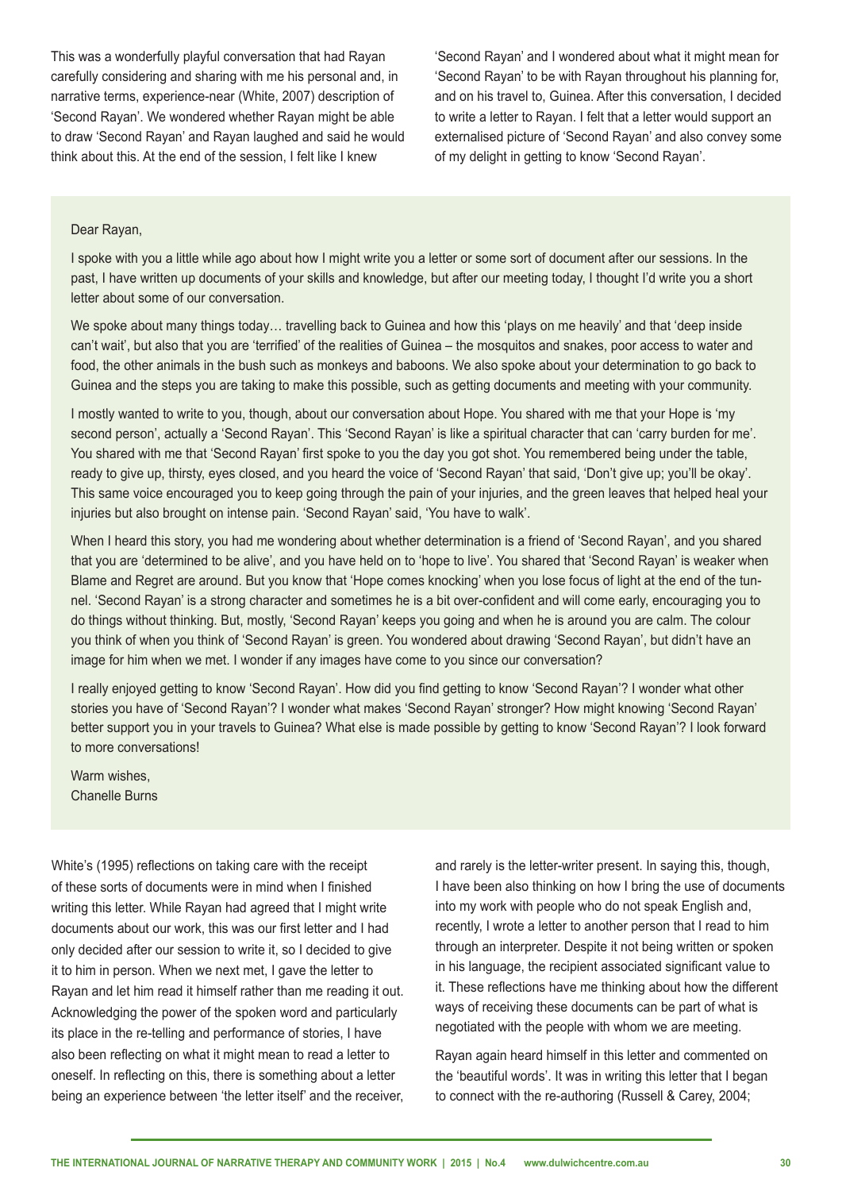This was a wonderfully playful conversation that had Rayan carefully considering and sharing with me his personal and, in narrative terms, experience-near (White, 2007) description of 'Second Rayan'. We wondered whether Rayan might be able to draw 'Second Rayan' and Rayan laughed and said he would think about this. At the end of the session, I felt like I knew 'Second Rayan' and I wondered about what it might mean for 'Second Rayan' to be with Rayan throughout his planning for, and on his travel to, Guinea. After this conversation, I decided to write a letter to Rayan. I felt that a letter would support an externalised picture of 'Second Rayan' and also convey some of my delight in getting to know 'Second Rayan'.

> Dear Rayan,
>
> I spoke with you a little while ago about how I might write you a letter or some sort of document after our sessions. In the past, I have written up documents of your skills and knowledge, but after our meeting today, I thought I'd write you a short letter about some of our conversation.
>
> We spoke about many things today… travelling back to Guinea and how this 'plays on me heavily' and that 'deep inside can't wait', but also that you are 'terrified' of the realities of Guinea – the mosquitos and snakes, poor access to water and food, the other animals in the bush such as monkeys and baboons. We also spoke about your determination to go back to Guinea and the steps you are taking to make this possible, such as getting documents and meeting with your community.
>
> I mostly wanted to write to you, though, about our conversation about Hope. You shared with me that your Hope is 'my second person', actually a 'Second Rayan'. This 'Second Rayan' is like a spiritual character that can 'carry burden for me'. You shared with me that 'Second Rayan' first spoke to you the day you got shot. You remembered being under the table, ready to give up, thirsty, eyes closed, and you heard the voice of 'Second Rayan' that said, 'Don't give up; you'll be okay'. This same voice encouraged you to keep going through the pain of your injuries, and the green leaves that helped heal your injuries but also brought on intense pain. 'Second Rayan' said, 'You have to walk'.
>
> When I heard this story, you had me wondering about whether determination is a friend of 'Second Rayan', and you shared that you are 'determined to be alive', and you have held on to 'hope to live'. You shared that 'Second Rayan' is weaker when Blame and Regret are around. But you know that 'Hope comes knocking' when you lose focus of light at the end of the tunnel. 'Second Rayan' is a strong character and sometimes he is a bit over-confident and will come early, encouraging you to do things without thinking. But, mostly, 'Second Rayan' keeps you going and when he is around you are calm. The colour you think of when you think of 'Second Rayan' is green. You wondered about drawing 'Second Rayan', but didn't have an image for him when we met. I wonder if any images have come to you since our conversation?
>
> I really enjoyed getting to know 'Second Rayan'. How did you find getting to know 'Second Rayan'? I wonder what other stories you have of 'Second Rayan'? I wonder what makes 'Second Rayan' stronger? How might knowing 'Second Rayan' better support you in your travels to Guinea? What else is made possible by getting to know 'Second Rayan'? I look forward to more conversations!
>
> Warm wishes,
> Chanelle Burns

White's (1995) reflections on taking care with the receipt of these sorts of documents were in mind when I finished writing this letter. While Rayan had agreed that I might write documents about our work, this was our first letter and I had only decided after our session to write it, so I decided to give it to him in person. When we next met, I gave the letter to Rayan and let him read it himself rather than me reading it out. Acknowledging the power of the spoken word and particularly its place in the re-telling and performance of stories, I have also been reflecting on what it might mean to read a letter to oneself. In reflecting on this, there is something about a letter being an experience between 'the letter itself' and the receiver, and rarely is the letter-writer present. In saying this, though, I have been also thinking on how I bring the use of documents into my work with people who do not speak English and, recently, I wrote a letter to another person that I read to him through an interpreter. Despite it not being written or spoken in his language, the recipient associated significant value to it. These reflections have me thinking about how the different ways of receiving these documents can be part of what is negotiated with the people with whom we are meeting.

Rayan again heard himself in this letter and commented on the 'beautiful words'. It was in writing this letter that I began to connect with the re-authoring (Russell & Carey, 2004;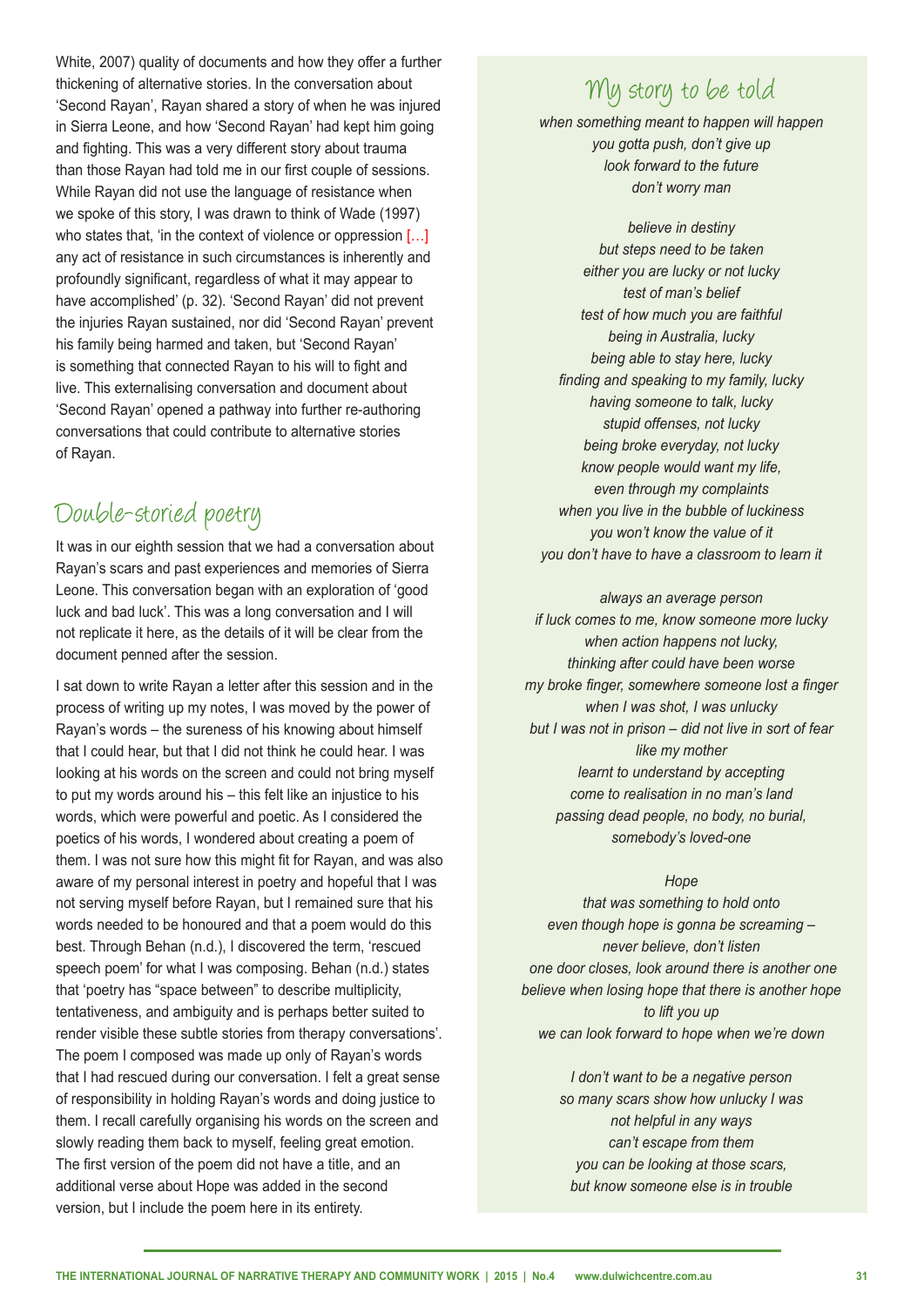White, 2007) quality of documents and how they offer a further thickening of alternative stories. In the conversation about 'Second Rayan', Rayan shared a story of when he was injured in Sierra Leone, and how 'Second Rayan' had kept him going and fighting. This was a very different story about trauma than those Rayan had told me in our first couple of sessions. While Rayan did not use the language of resistance when we spoke of this story, I was drawn to think of Wade (1997) who states that, 'in the context of violence or oppression […] any act of resistance in such circumstances is inherently and profoundly significant, regardless of what it may appear to have accomplished' (p. 32). 'Second Rayan' did not prevent the injuries Rayan sustained, nor did 'Second Rayan' prevent his family being harmed and taken, but 'Second Rayan' is something that connected Rayan to his will to fight and live. This externalising conversation and document about 'Second Rayan' opened a pathway into further re-authoring conversations that could contribute to alternative stories of Rayan.

## Double-storied poetry

It was in our eighth session that we had a conversation about Rayan's scars and past experiences and memories of Sierra Leone. This conversation began with an exploration of 'good luck and bad luck'. This was a long conversation and I will not replicate it here, as the details of it will be clear from the document penned after the session.

I sat down to write Rayan a letter after this session and in the process of writing up my notes, I was moved by the power of Rayan's words – the sureness of his knowing about himself that I could hear, but that I did not think he could hear. I was looking at his words on the screen and could not bring myself to put my words around his – this felt like an injustice to his words, which were powerful and poetic. As I considered the poetics of his words, I wondered about creating a poem of them. I was not sure how this might fit for Rayan, and was also aware of my personal interest in poetry and hopeful that I was not serving myself before Rayan, but I remained sure that his words needed to be honoured and that a poem would do this best. Through Behan (n.d.), I discovered the term, 'rescued speech poem' for what I was composing. Behan (n.d.) states that 'poetry has "space between" to describe multiplicity, tentativeness, and ambiguity and is perhaps better suited to render visible these subtle stories from therapy conversations'. The poem I composed was made up only of Rayan's words that I had rescued during our conversation. I felt a great sense of responsibility in holding Rayan's words and doing justice to them. I recall carefully organising his words on the screen and slowly reading them back to myself, feeling great emotion. The first version of the poem did not have a title, and an additional verse about Hope was added in the second version, but I include the poem here in its entirety.

### My story to be told

*when something meant to happen will happen*
*you gotta push, don't give up*
*look forward to the future*
*don't worry man*

*believe in destiny*
*but steps need to be taken*
*either you are lucky or not lucky*
*test of man's belief*
*test of how much you are faithful*
*being in Australia, lucky*
*being able to stay here, lucky*
*finding and speaking to my family, lucky*
*having someone to talk, lucky*
*stupid offenses, not lucky*
*being broke everyday, not lucky*
*know people would want my life,*
*even through my complaints*
*when you live in the bubble of luckiness*
*you won't know the value of it*
*you don't have to have a classroom to learn it*

*always an average person*
*if luck comes to me, know someone more lucky*
*when action happens not lucky,*
*thinking after could have been worse*
*my broke finger, somewhere someone lost a finger*
*when I was shot, I was unlucky*
*but I was not in prison – did not live in sort of fear*
*like my mother*
*learnt to understand by accepting*
*come to realisation in no man's land*
*passing dead people, no body, no burial,*
*somebody's loved-one*

*Hope*
*that was something to hold onto*
*even though hope is gonna be screaming –*
*never believe, don't listen*
*one door closes, look around there is another one*
*believe when losing hope that there is another hope*
*to lift you up*
*we can look forward to hope when we're down*

*I don't want to be a negative person*
*so many scars show how unlucky I was*
*not helpful in any ways*
*can't escape from them*
*you can be looking at those scars,*
*but know someone else is in trouble*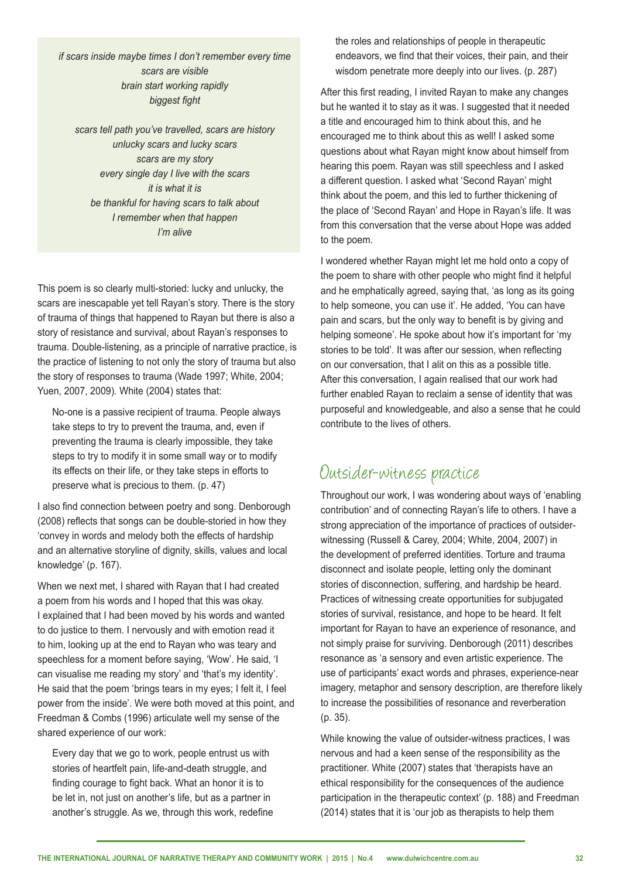*if scars inside maybe times I don't remember every time*
*scars are visible*
*brain start working rapidly*
*biggest fight*

*scars tell path you've travelled, scars are history*
*unlucky scars and lucky scars*
*scars are my story*
*every single day I live with the scars*
*it is what it is*
*be thankful for having scars to talk about*
*I remember when that happen*
*I'm alive*

This poem is so clearly multi-storied: lucky and unlucky, the scars are inescapable yet tell Rayan's story. There is the story of trauma of things that happened to Rayan but there is also a story of resistance and survival, about Rayan's responses to trauma. Double-listening, as a principle of narrative practice, is the practice of listening to not only the story of trauma but also the story of responses to trauma (Wade 1997; White, 2004; Yuen, 2007, 2009). White (2004) states that:

> No-one is a passive recipient of trauma. People always take steps to try to prevent the trauma, and, even if preventing the trauma is clearly impossible, they take steps to try to modify it in some small way or to modify its effects on their life, or they take steps in efforts to preserve what is precious to them. (p. 47)

I also find connection between poetry and song. Denborough (2008) reflects that songs can be double-storied in how they 'convey in words and melody both the effects of hardship and an alternative storyline of dignity, skills, values and local knowledge' (p. 167).

When we next met, I shared with Rayan that I had created a poem from his words and I hoped that this was okay. I explained that I had been moved by his words and wanted to do justice to them. I nervously and with emotion read it to him, looking up at the end to Rayan who was teary and speechless for a moment before saying, 'Wow'. He said, 'I can visualise me reading my story' and 'that's my identity'. He said that the poem 'brings tears in my eyes; I felt it, I feel power from the inside'. We were both moved at this point, and Freedman & Combs (1996) articulate well my sense of the shared experience of our work:

> Every day that we go to work, people entrust us with stories of heartfelt pain, life-and-death struggle, and finding courage to fight back. What an honor it is to be let in, not just on another's life, but as a partner in another's struggle. As we, through this work, redefine the roles and relationships of people in therapeutic endeavors, we find that their voices, their pain, and their wisdom penetrate more deeply into our lives. (p. 287)

After this first reading, I invited Rayan to make any changes but he wanted it to stay as it was. I suggested that it needed a title and encouraged him to think about this, and he encouraged me to think about this as well! I asked some questions about what Rayan might know about himself from hearing this poem. Rayan was still speechless and I asked a different question. I asked what 'Second Rayan' might think about the poem, and this led to further thickening of the place of 'Second Rayan' and Hope in Rayan's life. It was from this conversation that the verse about Hope was added to the poem.

I wondered whether Rayan might let me hold onto a copy of the poem to share with other people who might find it helpful and he emphatically agreed, saying that, 'as long as its going to help someone, you can use it'. He added, 'You can have pain and scars, but the only way to benefit is by giving and helping someone'. He spoke about how it's important for 'my stories to be told'. It was after our session, when reflecting on our conversation, that I alit on this as a possible title. After this conversation, I again realised that our work had further enabled Rayan to reclaim a sense of identity that was purposeful and knowledgeable, and also a sense that he could contribute to the lives of others.

## Outsider-witness practice

Throughout our work, I was wondering about ways of 'enabling contribution' and of connecting Rayan's life to others. I have a strong appreciation of the importance of practices of outsider-witnessing (Russell & Carey, 2004; White, 2004, 2007) in the development of preferred identities. Torture and trauma disconnect and isolate people, letting only the dominant stories of disconnection, suffering, and hardship be heard. Practices of witnessing create opportunities for subjugated stories of survival, resistance, and hope to be heard. It felt important for Rayan to have an experience of resonance, and not simply praise for surviving. Denborough (2011) describes resonance as 'a sensory and even artistic experience. The use of participants' exact words and phrases, experience-near imagery, metaphor and sensory description, are therefore likely to increase the possibilities of resonance and reverberation (p. 35).

While knowing the value of outsider-witness practices, I was nervous and had a keen sense of the responsibility as the practitioner. White (2007) states that 'therapists have an ethical responsibility for the consequences of the audience participation in the therapeutic context' (p. 188) and Freedman (2014) states that it is 'our job as therapists to help them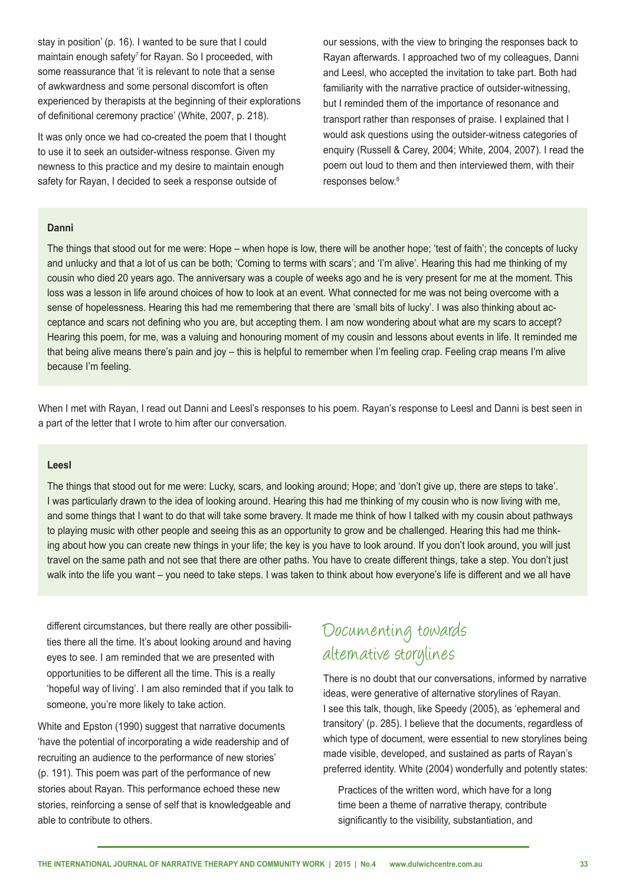stay in position' (p. 16). I wanted to be sure that I could maintain enough safety[7] for Rayan. So I proceeded, with some reassurance that 'it is relevant to note that a sense of awkwardness and some personal discomfort is often experienced by therapists at the beginning of their explorations of definitional ceremony practice' (White, 2007, p. 218).

It was only once we had co-created the poem that I thought to use it to seek an outsider-witness response. Given my newness to this practice and my desire to maintain enough safety for Rayan, I decided to seek a response outside of our sessions, with the view to bringing the responses back to Rayan afterwards. I approached two of my colleagues, Danni and Leesl, who accepted the invitation to take part. Both had familiarity with the narrative practice of outsider-witnessing, but I reminded them of the importance of resonance and transport rather than responses of praise. I explained that I would ask questions using the outsider-witness categories of enquiry (Russell & Carey, 2004; White, 2004, 2007). I read the poem out loud to them and then interviewed them, with their responses below.[8]

**Danni**

The things that stood out for me were: Hope – when hope is low, there will be another hope; 'test of faith'; the concepts of lucky and unlucky and that a lot of us can be both; 'Coming to terms with scars'; and 'I'm alive'. Hearing this had me thinking of my cousin who died 20 years ago. The anniversary was a couple of weeks ago and he is very present for me at the moment. This loss was a lesson in life around choices of how to look at an event. What connected for me was not being overcome with a sense of hopelessness. Hearing this had me remembering that there are 'small bits of lucky'. I was also thinking about acceptance and scars not defining who you are, but accepting them. I am now wondering about what are my scars to accept? Hearing this poem, for me, was a valuing and honouring moment of my cousin and lessons about events in life. It reminded me that being alive means there's pain and joy – this is helpful to remember when I'm feeling crap. Feeling crap means I'm alive because I'm feeling.

When I met with Rayan, I read out Danni and Leesl's responses to his poem. Rayan's response to Leesl and Danni is best seen in a part of the letter that I wrote to him after our conversation.

**Leesl**

The things that stood out for me were: Lucky, scars, and looking around; Hope; and 'don't give up, there are steps to take'. I was particularly drawn to the idea of looking around. Hearing this had me thinking of my cousin who is now living with me, and some things that I want to do that will take some bravery. It made me think of how I talked with my cousin about pathways to playing music with other people and seeing this as an opportunity to grow and be challenged. Hearing this had me thinking about how you can create new things in your life; the key is you have to look around. If you don't look around, you will just travel on the same path and not see that there are other paths. You have to create different things, take a step. You don't just walk into the life you want – you need to take steps. I was taken to think about how everyone's life is different and we all have different circumstances, but there really are other possibilities there all the time. It's about looking around and having eyes to see. I am reminded that we are presented with opportunities to be different all the time. This is a really 'hopeful way of living'. I am also reminded that if you talk to someone, you're more likely to take action.

White and Epston (1990) suggest that narrative documents 'have the potential of incorporating a wide readership and of recruiting an audience to the performance of new stories' (p. 191). This poem was part of the performance of new stories about Rayan. This performance echoed these new stories, reinforcing a sense of self that is knowledgeable and able to contribute to others.

## Documenting towards alternative storylines

There is no doubt that our conversations, informed by narrative ideas, were generative of alternative storylines of Rayan. I see this talk, though, like Speedy (2005), as 'ephemeral and transitory' (p. 285). I believe that the documents, regardless of which type of document, were essential to new storylines being made visible, developed, and sustained as parts of Rayan's preferred identity. White (2004) wonderfully and potently states:

> Practices of the written word, which have for a long time been a theme of narrative therapy, contribute significantly to the visibility, substantiation, and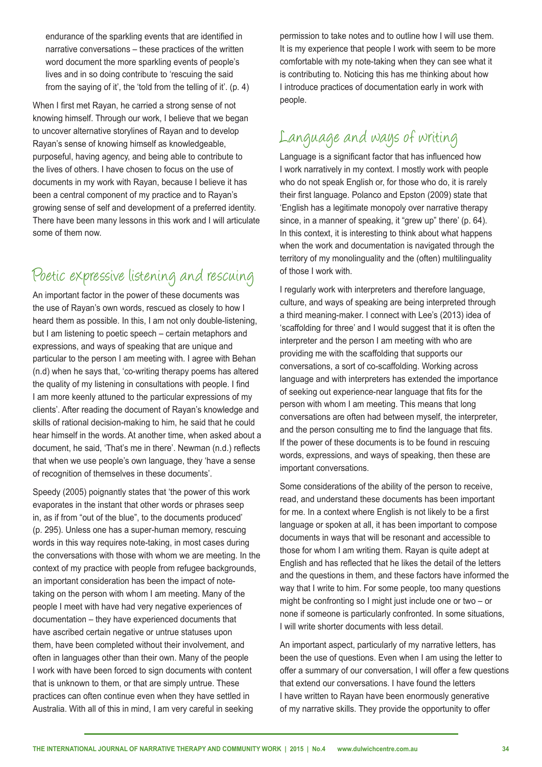endurance of the sparkling events that are identified in narrative conversations – these practices of the written word document the more sparkling events of people's lives and in so doing contribute to 'rescuing the said from the saying of it', the 'told from the telling of it'. (p. 4)

When I first met Rayan, he carried a strong sense of not knowing himself. Through our work, I believe that we began to uncover alternative storylines of Rayan and to develop Rayan's sense of knowing himself as knowledgeable, purposeful, having agency, and being able to contribute to the lives of others. I have chosen to focus on the use of documents in my work with Rayan, because I believe it has been a central component of my practice and to Rayan's growing sense of self and development of a preferred identity. There have been many lessons in this work and I will articulate some of them now.

## Poetic expressive listening and rescuing

An important factor in the power of these documents was the use of Rayan's own words, rescued as closely to how I heard them as possible. In this, I am not only double-listening, but I am listening to poetic speech – certain metaphors and expressions, and ways of speaking that are unique and particular to the person I am meeting with. I agree with Behan (n.d) when he says that, 'co-writing therapy poems has altered the quality of my listening in consultations with people. I find I am more keenly attuned to the particular expressions of my clients'. After reading the document of Rayan's knowledge and skills of rational decision-making to him, he said that he could hear himself in the words. At another time, when asked about a document, he said, 'That's me in there'. Newman (n.d.) reflects that when we use people's own language, they 'have a sense of recognition of themselves in these documents'.

Speedy (2005) poignantly states that 'the power of this work evaporates in the instant that other words or phrases seep in, as if from "out of the blue", to the documents produced' (p. 295). Unless one has a super-human memory, rescuing words in this way requires note-taking, in most cases during the conversations with those with whom we are meeting. In the context of my practice with people from refugee backgrounds, an important consideration has been the impact of note-taking on the person with whom I am meeting. Many of the people I meet with have had very negative experiences of documentation – they have experienced documents that have ascribed certain negative or untrue statuses upon them, have been completed without their involvement, and often in languages other than their own. Many of the people I work with have been forced to sign documents with content that is unknown to them, or that are simply untrue. These practices can often continue even when they have settled in Australia. With all of this in mind, I am very careful in seeking permission to take notes and to outline how I will use them. It is my experience that people I work with seem to be more comfortable with my note-taking when they can see what it is contributing to. Noticing this has me thinking about how I introduce practices of documentation early in work with people.

## Language and ways of writing

Language is a significant factor that has influenced how I work narratively in my context. I mostly work with people who do not speak English or, for those who do, it is rarely their first language. Polanco and Epston (2009) state that 'English has a legitimate monopoly over narrative therapy since, in a manner of speaking, it "grew up" there' (p. 64). In this context, it is interesting to think about what happens when the work and documentation is navigated through the territory of my monolinguality and the (often) multilinguality of those I work with.

I regularly work with interpreters and therefore language, culture, and ways of speaking are being interpreted through a third meaning-maker. I connect with Lee's (2013) idea of 'scaffolding for three' and I would suggest that it is often the interpreter and the person I am meeting with who are providing me with the scaffolding that supports our conversations, a sort of co-scaffolding. Working across language and with interpreters has extended the importance of seeking out experience-near language that fits for the person with whom I am meeting. This means that long conversations are often had between myself, the interpreter, and the person consulting me to find the language that fits. If the power of these documents is to be found in rescuing words, expressions, and ways of speaking, then these are important conversations.

Some considerations of the ability of the person to receive, read, and understand these documents has been important for me. In a context where English is not likely to be a first language or spoken at all, it has been important to compose documents in ways that will be resonant and accessible to those for whom I am writing them. Rayan is quite adept at English and has reflected that he likes the detail of the letters and the questions in them, and these factors have informed the way that I write to him. For some people, too many questions might be confronting so I might just include one or two – or none if someone is particularly confronted. In some situations, I will write shorter documents with less detail.

An important aspect, particularly of my narrative letters, has been the use of questions. Even when I am using the letter to offer a summary of our conversation, I will offer a few questions that extend our conversations. I have found the letters I have written to Rayan have been enormously generative of my narrative skills. They provide the opportunity to offer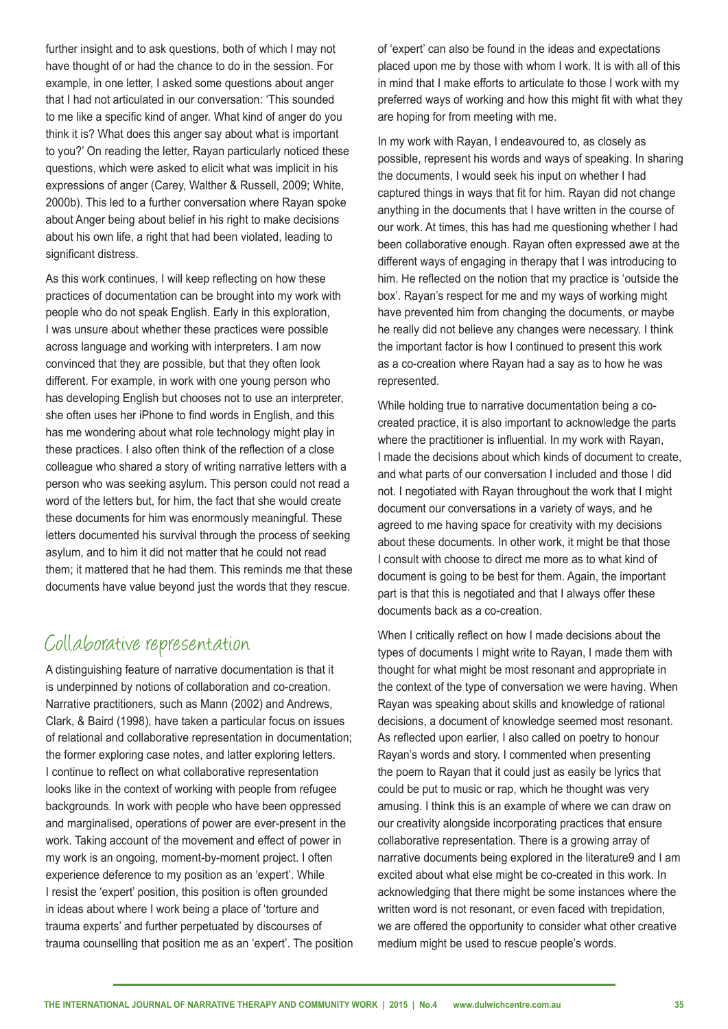further insight and to ask questions, both of which I may not have thought of or had the chance to do in the session. For example, in one letter, I asked some questions about anger that I had not articulated in our conversation: 'This sounded to me like a specific kind of anger. What kind of anger do you think it is? What does this anger say about what is important to you?' On reading the letter, Rayan particularly noticed these questions, which were asked to elicit what was implicit in his expressions of anger (Carey, Walther & Russell, 2009; White, 2000b). This led to a further conversation where Rayan spoke about Anger being about belief in his right to make decisions about his own life, a right that had been violated, leading to significant distress.

As this work continues, I will keep reflecting on how these practices of documentation can be brought into my work with people who do not speak English. Early in this exploration, I was unsure about whether these practices were possible across language and working with interpreters. I am now convinced that they are possible, but that they often look different. For example, in work with one young person who has developing English but chooses not to use an interpreter, she often uses her iPhone to find words in English, and this has me wondering about what role technology might play in these practices. I also often think of the reflection of a close colleague who shared a story of writing narrative letters with a person who was seeking asylum. This person could not read a word of the letters but, for him, the fact that she would create these documents for him was enormously meaningful. These letters documented his survival through the process of seeking asylum, and to him it did not matter that he could not read them; it mattered that he had them. This reminds me that these documents have value beyond just the words that they rescue.

## Collaborative representation

A distinguishing feature of narrative documentation is that it is underpinned by notions of collaboration and co-creation. Narrative practitioners, such as Mann (2002) and Andrews, Clark, & Baird (1998), have taken a particular focus on issues of relational and collaborative representation in documentation; the former exploring case notes, and latter exploring letters. I continue to reflect on what collaborative representation looks like in the context of working with people from refugee backgrounds. In work with people who have been oppressed and marginalised, operations of power are ever-present in the work. Taking account of the movement and effect of power in my work is an ongoing, moment-by-moment project. I often experience deference to my position as an 'expert'. While I resist the 'expert' position, this position is often grounded in ideas about where I work being a place of 'torture and trauma experts' and further perpetuated by discourses of trauma counselling that position me as an 'expert'. The position of 'expert' can also be found in the ideas and expectations placed upon me by those with whom I work. It is with all of this in mind that I make efforts to articulate to those I work with my preferred ways of working and how this might fit with what they are hoping for from meeting with me.

In my work with Rayan, I endeavoured to, as closely as possible, represent his words and ways of speaking. In sharing the documents, I would seek his input on whether I had captured things in ways that fit for him. Rayan did not change anything in the documents that I have written in the course of our work. At times, this has had me questioning whether I had been collaborative enough. Rayan often expressed awe at the different ways of engaging in therapy that I was introducing to him. He reflected on the notion that my practice is 'outside the box'. Rayan's respect for me and my ways of working might have prevented him from changing the documents, or maybe he really did not believe any changes were necessary. I think the important factor is how I continued to present this work as a co-creation where Rayan had a say as to how he was represented.

While holding true to narrative documentation being a co-created practice, it is also important to acknowledge the parts where the practitioner is influential. In my work with Rayan, I made the decisions about which kinds of document to create, and what parts of our conversation I included and those I did not. I negotiated with Rayan throughout the work that I might document our conversations in a variety of ways, and he agreed to me having space for creativity with my decisions about these documents. In other work, it might be that those I consult with choose to direct me more as to what kind of document is going to be best for them. Again, the important part is that this is negotiated and that I always offer these documents back as a co-creation.

When I critically reflect on how I made decisions about the types of documents I might write to Rayan, I made them with thought for what might be most resonant and appropriate in the context of the type of conversation we were having. When Rayan was speaking about skills and knowledge of rational decisions, a document of knowledge seemed most resonant. As reflected upon earlier, I also called on poetry to honour Rayan's words and story. I commented when presenting the poem to Rayan that it could just as easily be lyrics that could be put to music or rap, which he thought was very amusing. I think this is an example of where we can draw on our creativity alongside incorporating practices that ensure collaborative representation. There is a growing array of narrative documents being explored in the literature[9] and I am excited about what else might be co-created in this work. In acknowledging that there might be some instances where the written word is not resonant, or even faced with trepidation, we are offered the opportunity to consider what other creative medium might be used to rescue people's words.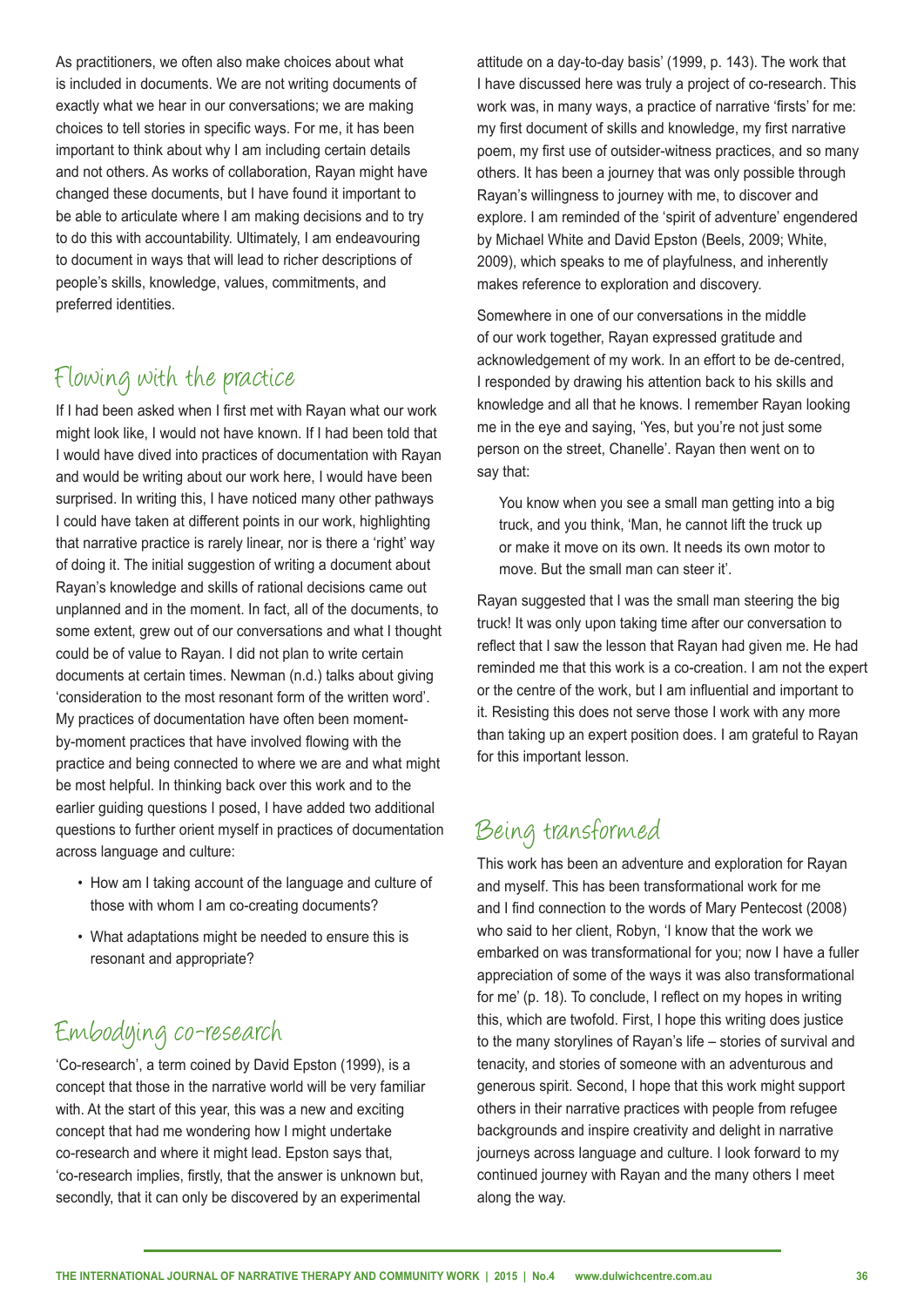As practitioners, we often also make choices about what is included in documents. We are not writing documents of exactly what we hear in our conversations; we are making choices to tell stories in specific ways. For me, it has been important to think about why I am including certain details and not others. As works of collaboration, Rayan might have changed these documents, but I have found it important to be able to articulate where I am making decisions and to try to do this with accountability. Ultimately, I am endeavouring to document in ways that will lead to richer descriptions of people's skills, knowledge, values, commitments, and preferred identities.

## Flowing with the practice

If I had been asked when I first met with Rayan what our work might look like, I would not have known. If I had been told that I would have dived into practices of documentation with Rayan and would be writing about our work here, I would have been surprised. In writing this, I have noticed many other pathways I could have taken at different points in our work, highlighting that narrative practice is rarely linear, nor is there a 'right' way of doing it. The initial suggestion of writing a document about Rayan's knowledge and skills of rational decisions came out unplanned and in the moment. In fact, all of the documents, to some extent, grew out of our conversations and what I thought could be of value to Rayan. I did not plan to write certain documents at certain times. Newman (n.d.) talks about giving 'consideration to the most resonant form of the written word'. My practices of documentation have often been moment-by-moment practices that have involved flowing with the practice and being connected to where we are and what might be most helpful. In thinking back over this work and to the earlier guiding questions I posed, I have added two additional questions to further orient myself in practices of documentation across language and culture:

- How am I taking account of the language and culture of those with whom I am co-creating documents?
- What adaptations might be needed to ensure this is resonant and appropriate?

## Embodying co-research

'Co-research', a term coined by David Epston (1999), is a concept that those in the narrative world will be very familiar with. At the start of this year, this was a new and exciting concept that had me wondering how I might undertake co-research and where it might lead. Epston says that, 'co-research implies, firstly, that the answer is unknown but, secondly, that it can only be discovered by an experimental attitude on a day-to-day basis' (1999, p. 143). The work that I have discussed here was truly a project of co-research. This work was, in many ways, a practice of narrative 'firsts' for me: my first document of skills and knowledge, my first narrative poem, my first use of outsider-witness practices, and so many others. It has been a journey that was only possible through Rayan's willingness to journey with me, to discover and explore. I am reminded of the 'spirit of adventure' engendered by Michael White and David Epston (Beels, 2009; White, 2009), which speaks to me of playfulness, and inherently makes reference to exploration and discovery.

Somewhere in one of our conversations in the middle of our work together, Rayan expressed gratitude and acknowledgement of my work. In an effort to be de-centred, I responded by drawing his attention back to his skills and knowledge and all that he knows. I remember Rayan looking me in the eye and saying, 'Yes, but you're not just some person on the street, Chanelle'. Rayan then went on to say that:

> You know when you see a small man getting into a big truck, and you think, 'Man, he cannot lift the truck up or make it move on its own. It needs its own motor to move. But the small man can steer it'.

Rayan suggested that I was the small man steering the big truck! It was only upon taking time after our conversation to reflect that I saw the lesson that Rayan had given me. He had reminded me that this work is a co-creation. I am not the expert or the centre of the work, but I am influential and important to it. Resisting this does not serve those I work with any more than taking up an expert position does. I am grateful to Rayan for this important lesson.

## Being transformed

This work has been an adventure and exploration for Rayan and myself. This has been transformational work for me and I find connection to the words of Mary Pentecost (2008) who said to her client, Robyn, 'I know that the work we embarked on was transformational for you; now I have a fuller appreciation of some of the ways it was also transformational for me' (p. 18). To conclude, I reflect on my hopes in writing this, which are twofold. First, I hope this writing does justice to the many storylines of Rayan's life – stories of survival and tenacity, and stories of someone with an adventurous and generous spirit. Second, I hope that this work might support others in their narrative practices with people from refugee backgrounds and inspire creativity and delight in narrative journeys across language and culture. I look forward to my continued journey with Rayan and the many others I meet along the way.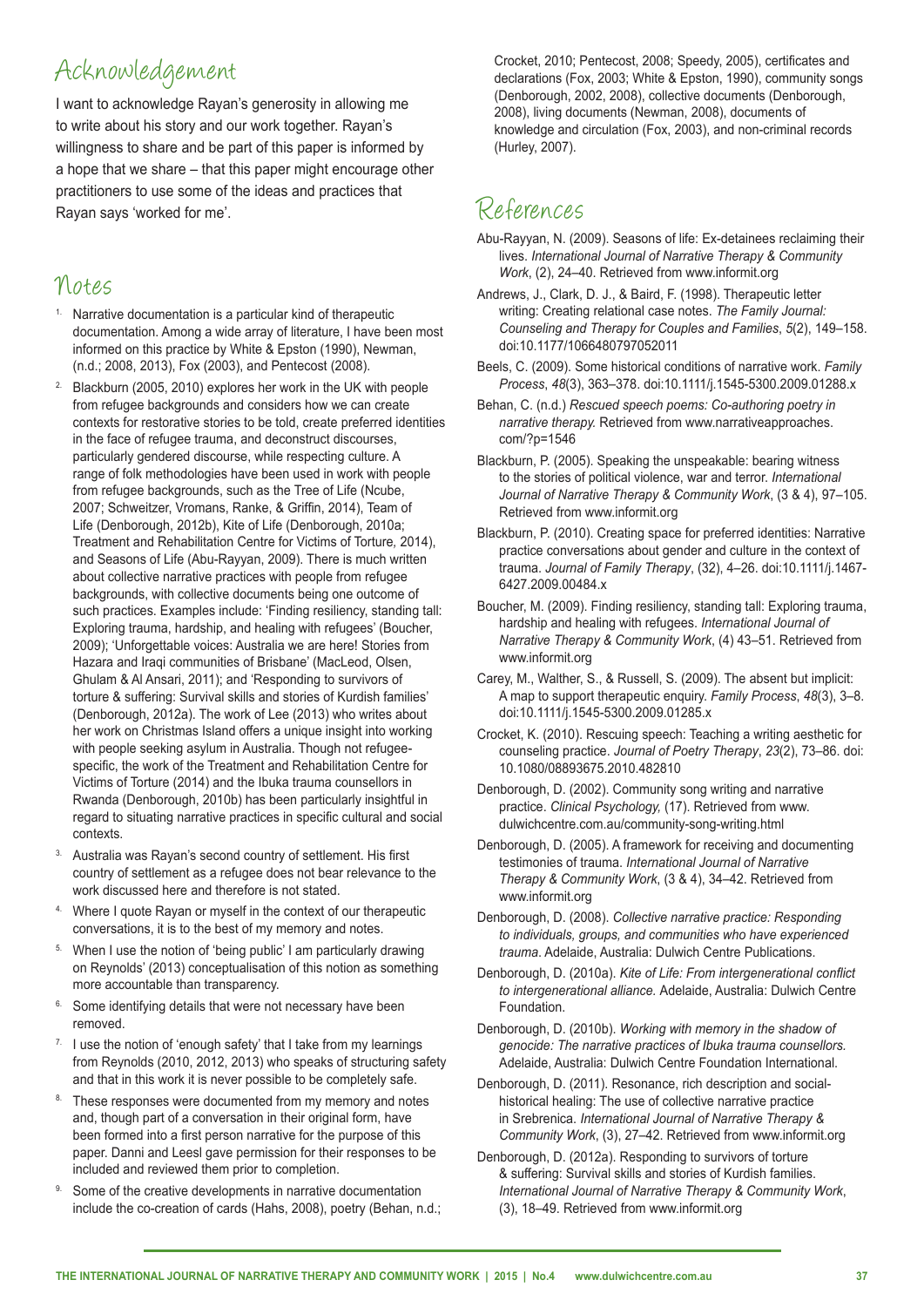## Acknowledgement

I want to acknowledge Rayan's generosity in allowing me to write about his story and our work together. Rayan's willingness to share and be part of this paper is informed by a hope that we share – that this paper might encourage other practitioners to use some of the ideas and practices that Rayan says 'worked for me'.

## Notes

1. Narrative documentation is a particular kind of therapeutic documentation. Among a wide array of literature, I have been most informed on this practice by White & Epston (1990), Newman, (n.d.; 2008, 2013), Fox (2003), and Pentecost (2008).
2. Blackburn (2005, 2010) explores her work in the UK with people from refugee backgrounds and considers how we can create contexts for restorative stories to be told, create preferred identities in the face of refugee trauma, and deconstruct discourses, particularly gendered discourse, while respecting culture. A range of folk methodologies have been used in work with people from refugee backgrounds, such as the Tree of Life (Ncube, 2007; Schweitzer, Vromans, Ranke, & Griffin, 2014), Team of Life (Denborough, 2012b), Kite of Life (Denborough, 2010a; Treatment and Rehabilitation Centre for Victims of Torture, 2014), and Seasons of Life (Abu-Rayyan, 2009). There is much written about collective narrative practices with people from refugee backgrounds, with collective documents being one outcome of such practices. Examples include: 'Finding resiliency, standing tall: Exploring trauma, hardship, and healing with refugees' (Boucher, 2009); 'Unforgettable voices: Australia we are here! Stories from Hazara and Iraqi communities of Brisbane' (MacLeod, Olsen, Ghulam & Al Ansari, 2011); and 'Responding to survivors of torture & suffering: Survival skills and stories of Kurdish families' (Denborough, 2012a). The work of Lee (2013) who writes about her work on Christmas Island offers a unique insight into working with people seeking asylum in Australia. Though not refugee-specific, the work of the Treatment and Rehabilitation Centre for Victims of Torture (2014) and the Ibuka trauma counsellors in Rwanda (Denborough, 2010b) has been particularly insightful in regard to situating narrative practices in specific cultural and social contexts.
3. Australia was Rayan's second country of settlement. His first country of settlement as a refugee does not bear relevance to the work discussed here and therefore is not stated.
4. Where I quote Rayan or myself in the context of our therapeutic conversations, it is to the best of my memory and notes.
5. When I use the notion of 'being public' I am particularly drawing on Reynolds' (2013) conceptualisation of this notion as something more accountable than transparency.
6. Some identifying details that were not necessary have been removed.
7. I use the notion of 'enough safety' that I take from my learnings from Reynolds (2010, 2012, 2013) who speaks of structuring safety and that in this work it is never possible to be completely safe.
8. These responses were documented from my memory and notes and, though part of a conversation in their original form, have been formed into a first person narrative for the purpose of this paper. Danni and Leesl gave permission for their responses to be included and reviewed them prior to completion.
9. Some of the creative developments in narrative documentation include the co-creation of cards (Hahs, 2008), poetry (Behan, n.d.; Crocket, 2010; Pentecost, 2008; Speedy, 2005), certificates and declarations (Fox, 2003; White & Epston, 1990), community songs (Denborough, 2002, 2008), collective documents (Denborough, 2008), living documents (Newman, 2008), documents of knowledge and circulation (Fox, 2003), and non-criminal records (Hurley, 2007).

## References

Abu-Rayyan, N. (2009). Seasons of life: Ex-detainees reclaiming their lives. *International Journal of Narrative Therapy & Community Work*, (2), 24–40. Retrieved from www.informit.org

Andrews, J., Clark, D. J., & Baird, F. (1998). Therapeutic letter writing: Creating relational case notes. *The Family Journal: Counseling and Therapy for Couples and Families*, *5*(2), 149–158. doi:10.1177/1066480797052011

Beels, C. (2009). Some historical conditions of narrative work. *Family Process*, *48*(3), 363–378. doi:10.1111/j.1545-5300.2009.01288.x

Behan, C. (n.d.) *Rescued speech poems: Co-authoring poetry in narrative therapy.* Retrieved from www.narrativeapproaches.com/?p=1546

Blackburn, P. (2005). Speaking the unspeakable: bearing witness to the stories of political violence, war and terror. *International Journal of Narrative Therapy & Community Work*, (3 & 4), 97–105. Retrieved from www.informit.org

Blackburn, P. (2010). Creating space for preferred identities: Narrative practice conversations about gender and culture in the context of trauma. *Journal of Family Therapy*, (32), 4–26. doi:10.1111/j.1467-6427.2009.00484.x

Boucher, M. (2009). Finding resiliency, standing tall: Exploring trauma, hardship and healing with refugees. *International Journal of Narrative Therapy & Community Work*, (4) 43–51. Retrieved from www.informit.org

Carey, M., Walther, S., & Russell, S. (2009). The absent but implicit: A map to support therapeutic enquiry. *Family Process*, *48*(3), 3–8. doi:10.1111/j.1545-5300.2009.01285.x

Crocket, K. (2010). Rescuing speech: Teaching a writing aesthetic for counseling practice. *Journal of Poetry Therapy*, *23*(2), 73–86. doi: 10.1080/08893675.2010.482810

Denborough, D. (2002). Community song writing and narrative practice. *Clinical Psychology,* (17). Retrieved from www.dulwichcentre.com.au/community-song-writing.html

Denborough, D. (2005). A framework for receiving and documenting testimonies of trauma. *International Journal of Narrative Therapy & Community Work*, (3 & 4), 34–42. Retrieved from www.informit.org

Denborough, D. (2008). *Collective narrative practice: Responding to individuals, groups, and communities who have experienced trauma*. Adelaide, Australia: Dulwich Centre Publications.

Denborough, D. (2010a). *Kite of Life: From intergenerational conflict to intergenerational alliance.* Adelaide, Australia: Dulwich Centre Foundation.

Denborough, D. (2010b). *Working with memory in the shadow of genocide: The narrative practices of Ibuka trauma counsellors.* Adelaide, Australia: Dulwich Centre Foundation International.

Denborough, D. (2011). Resonance, rich description and social-historical healing: The use of collective narrative practice in Srebrenica. *International Journal of Narrative Therapy & Community Work*, (3), 27–42. Retrieved from www.informit.org

Denborough, D. (2012a). Responding to survivors of torture & suffering: Survival skills and stories of Kurdish families. *International Journal of Narrative Therapy & Community Work*, (3), 18–49. Retrieved from www.informit.org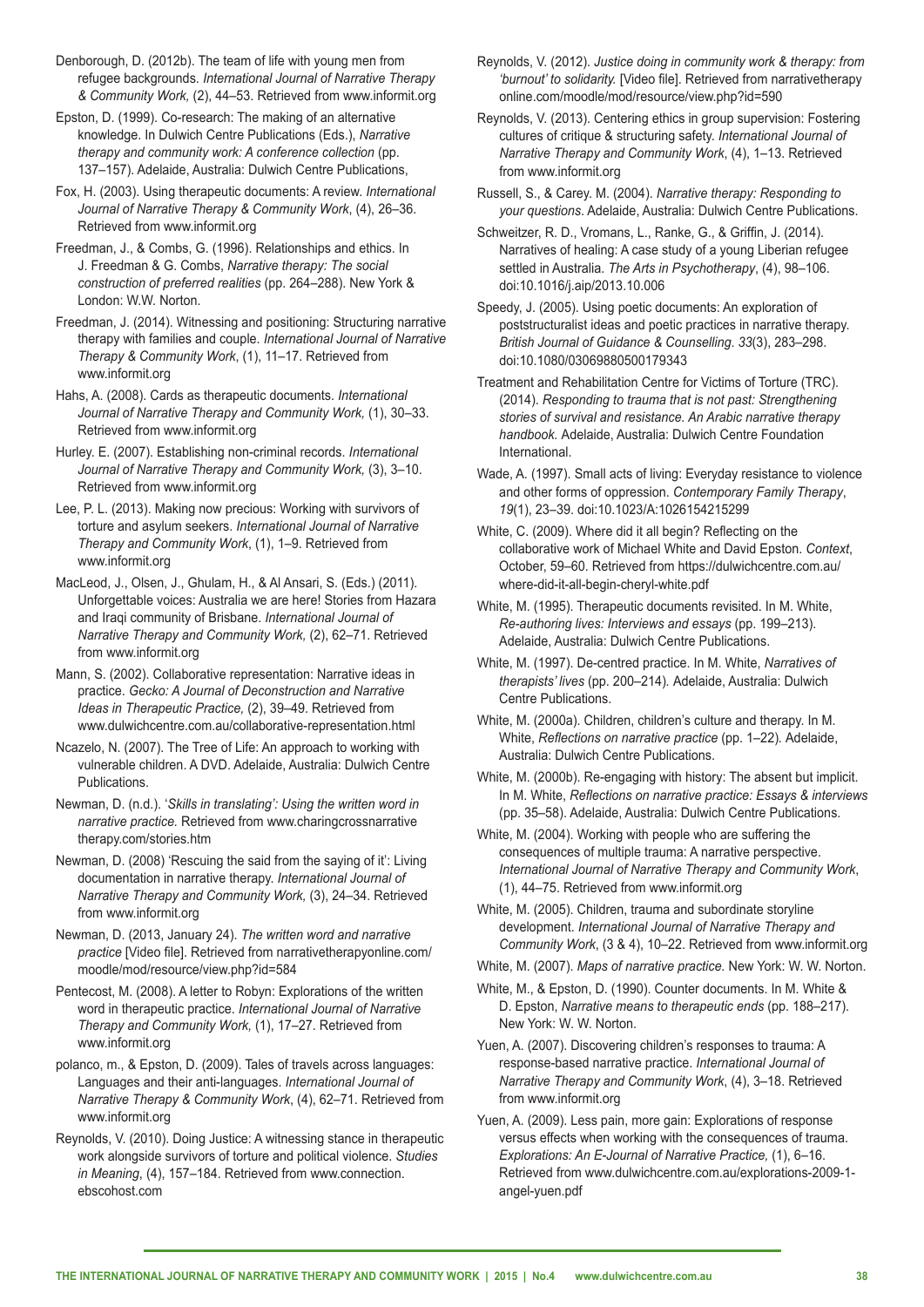Denborough, D. (2012b). The team of life with young men from refugee backgrounds. *International Journal of Narrative Therapy & Community Work,* (2), 44–53. Retrieved from www.informit.org

Epston, D. (1999). Co-research: The making of an alternative knowledge. In Dulwich Centre Publications (Eds.), *Narrative therapy and community work: A conference collection* (pp. 137–157). Adelaide, Australia: Dulwich Centre Publications,

Fox, H. (2003). Using therapeutic documents: A review. *International Journal of Narrative Therapy & Community Work*, (4), 26–36. Retrieved from www.informit.org

Freedman, J., & Combs, G. (1996). Relationships and ethics. In J. Freedman & G. Combs, *Narrative therapy: The social construction of preferred realities* (pp. 264–288). New York & London: W.W. Norton.

Freedman, J. (2014). Witnessing and positioning: Structuring narrative therapy with families and couple. *International Journal of Narrative Therapy & Community Work*, (1), 11–17. Retrieved from www.informit.org

Hahs, A. (2008). Cards as therapeutic documents. *International Journal of Narrative Therapy and Community Work,* (1), 30–33. Retrieved from www.informit.org

Hurley. E. (2007). Establishing non-criminal records. *International Journal of Narrative Therapy and Community Work,* (3), 3–10. Retrieved from www.informit.org

Lee, P. L. (2013). Making now precious: Working with survivors of torture and asylum seekers. *International Journal of Narrative Therapy and Community Work*, (1), 1–9. Retrieved from www.informit.org

MacLeod, J., Olsen, J., Ghulam, H., & Al Ansari, S. (Eds.) (2011). Unforgettable voices: Australia we are here! Stories from Hazara and Iraqi community of Brisbane. *International Journal of Narrative Therapy and Community Work,* (2), 62–71. Retrieved from www.informit.org

Mann, S. (2002). Collaborative representation: Narrative ideas in practice. *Gecko: A Journal of Deconstruction and Narrative Ideas in Therapeutic Practice,* (2), 39–49. Retrieved from www.dulwichcentre.com.au/collaborative-representation.html

Ncazelo, N. (2007). The Tree of Life: An approach to working with vulnerable children. A DVD. Adelaide, Australia: Dulwich Centre Publications.

Newman, D. (n.d.). '*Skills in translating': Using the written word in narrative practice.* Retrieved from www.charingcrossnarrative therapy.com/stories.htm

Newman, D. (2008) 'Rescuing the said from the saying of it': Living documentation in narrative therapy. *International Journal of Narrative Therapy and Community Work,* (3), 24–34. Retrieved from www.informit.org

Newman, D. (2013, January 24). *The written word and narrative practice* [Video file]. Retrieved from narrativetherapyonline.com/moodle/mod/resource/view.php?id=584

Pentecost, M. (2008). A letter to Robyn: Explorations of the written word in therapeutic practice. *International Journal of Narrative Therapy and Community Work,* (1), 17–27. Retrieved from www.informit.org

polanco, m., & Epston, D. (2009). Tales of travels across languages: Languages and their anti-languages. *International Journal of Narrative Therapy & Community Work*, (4), 62–71. Retrieved from www.informit.org

Reynolds, V. (2010). Doing Justice: A witnessing stance in therapeutic work alongside survivors of torture and political violence. *Studies in Meaning*, (4), 157–184. Retrieved from www.connection.ebscohost.com

Reynolds, V. (2012). *Justice doing in community work & therapy: from 'burnout' to solidarity.* [Video file]. Retrieved from narrativetherapy online.com/moodle/mod/resource/view.php?id=590

Reynolds, V. (2013). Centering ethics in group supervision: Fostering cultures of critique & structuring safety. *International Journal of Narrative Therapy and Community Work*, (4), 1–13. Retrieved from www.informit.org

Russell, S., & Carey. M. (2004). *Narrative therapy: Responding to your questions*. Adelaide, Australia: Dulwich Centre Publications.

Schweitzer, R. D., Vromans, L., Ranke, G., & Griffin, J. (2014). Narratives of healing: A case study of a young Liberian refugee settled in Australia. *The Arts in Psychotherapy*, (4), 98–106. doi:10.1016/j.aip/2013.10.006

Speedy, J. (2005). Using poetic documents: An exploration of poststructuralist ideas and poetic practices in narrative therapy. *British Journal of Guidance & Counselling. 33*(3), 283–298. doi:10.1080/03069880500179343

Treatment and Rehabilitation Centre for Victims of Torture (TRC). (2014). *Responding to trauma that is not past: Strengthening stories of survival and resistance. An Arabic narrative therapy handbook.* Adelaide, Australia: Dulwich Centre Foundation International.

Wade, A. (1997). Small acts of living: Everyday resistance to violence and other forms of oppression. *Contemporary Family Therapy*, *19*(1), 23–39. doi:10.1023/A:1026154215299

White, C. (2009). Where did it all begin? Reflecting on the collaborative work of Michael White and David Epston. *Context*, October, 59–60. Retrieved from https://dulwichcentre.com.au/where-did-it-all-begin-cheryl-white.pdf

White, M. (1995). Therapeutic documents revisited. In M. White, *Re-authoring lives: Interviews and essays* (pp. 199–213). Adelaide, Australia: Dulwich Centre Publications.

White, M. (1997). De-centred practice. In M. White, *Narratives of therapists' lives* (pp. 200–214)*.* Adelaide, Australia: Dulwich Centre Publications.

White, M. (2000a). Children, children's culture and therapy. In M. White, *Reflections on narrative practice* (pp. 1–22)*.* Adelaide, Australia: Dulwich Centre Publications.

White, M. (2000b). Re-engaging with history: The absent but implicit. In M. White, *Reflections on narrative practice: Essays & interviews* (pp. 35–58). Adelaide, Australia: Dulwich Centre Publications.

White, M. (2004). Working with people who are suffering the consequences of multiple trauma: A narrative perspective. *International Journal of Narrative Therapy and Community Work*, (1), 44–75. Retrieved from www.informit.org

White, M. (2005). Children, trauma and subordinate storyline development. *International Journal of Narrative Therapy and Community Work*, (3 & 4), 10–22. Retrieved from www.informit.org

White, M. (2007). *Maps of narrative practice.* New York: W. W. Norton.

White, M., & Epston, D. (1990). Counter documents. In M. White & D. Epston, *Narrative means to therapeutic ends* (pp. 188–217). New York: W. W. Norton.

Yuen, A. (2007). Discovering children's responses to trauma: A response-based narrative practice. *International Journal of Narrative Therapy and Community Work*, (4), 3–18. Retrieved from www.informit.org

Yuen, A. (2009). Less pain, more gain: Explorations of response versus effects when working with the consequences of trauma. *Explorations: An E-Journal of Narrative Practice,* (1), 6–16. Retrieved from www.dulwichcentre.com.au/explorations-2009-1-angel-yuen.pdf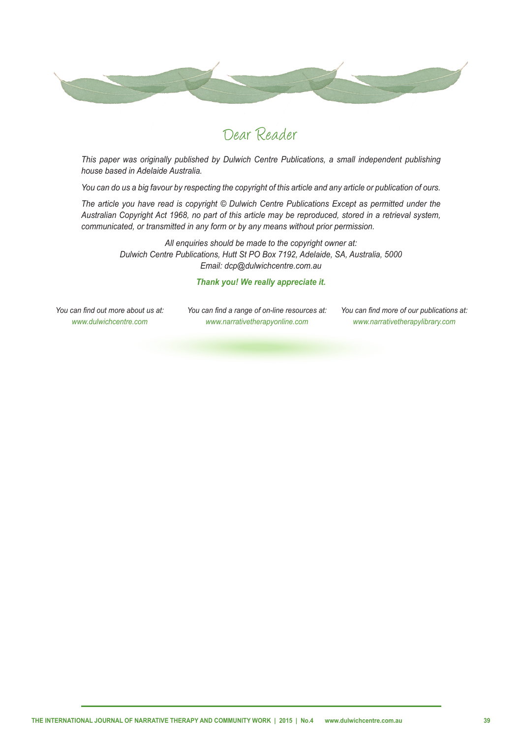# Dear Reader

*This paper was originally published by Dulwich Centre Publications, a small independent publishing house based in Adelaide Australia.*

*You can do us a big favour by respecting the copyright of this article and any article or publication of ours.*

*The article you have read is copyright © Dulwich Centre Publications Except as permitted under the Australian Copyright Act 1968, no part of this article may be reproduced, stored in a retrieval system, communicated, or transmitted in any form or by any means without prior permission.*

*All enquiries should be made to the copyright owner at:*
*Dulwich Centre Publications, Hutt St PO Box 7192, Adelaide, SA, Australia, 5000*
*Email: dcp@dulwichcentre.com.au*

***Thank you! We really appreciate it.***

*You can find out more about us at:*
*www.dulwichcentre.com*

*You can find a range of on-line resources at:*
*www.narrativetherapyonline.com*

*You can find more of our publications at:*
*www.narrativetherapylibrary.com*